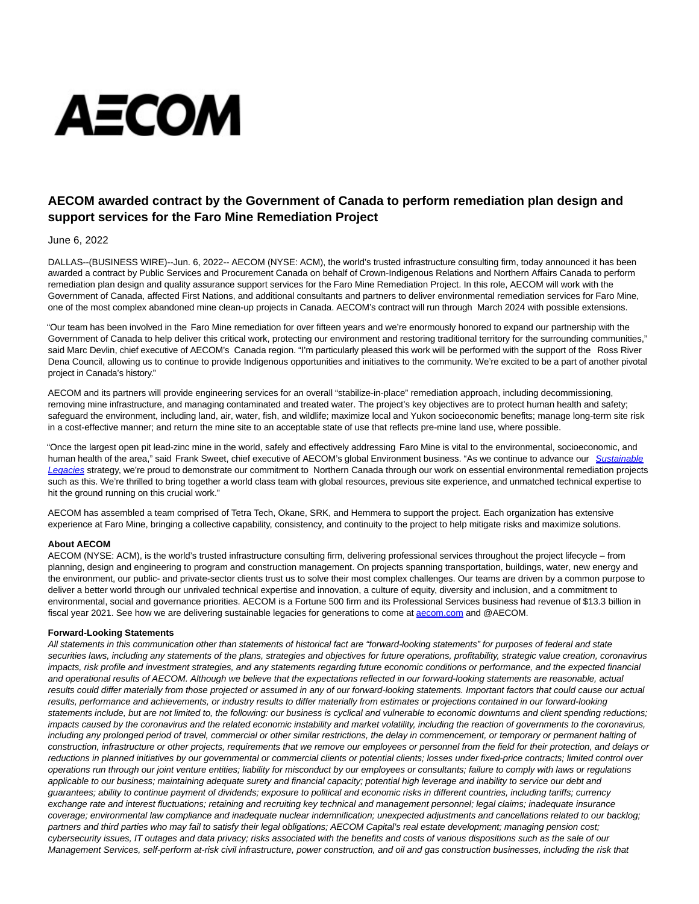# AECOM awarded contract by the Government of Canada to perform remediation plan design and support services for the Faro Mine Remediation Project

June 6, 2022

DALLAS--(BUSINESS WIRE)--Jun. 6, 2022-- AECOM (NYSE: ACM), the world's trusted infrastructure consulting firm, today announced it has been awarded a contract by Public Services and Procurement Canada on behalf of Crown-Indigenous Relations and Northern Affairs Canada to perform remediation plan design and quality assurance support services for the Faro Mine Remediation Project. In this role, AECOM will work with the Government of Canada, affected First Nations, and additional consultants and partners to deliver environmental remediation services for Faro Mine, one of the most complex abandoned mine clean-up projects in Canada. AECOM's contract will run through March 2024 with possible extensions.

"Our team has been involved in the Faro Mine remediation for over fifteen years and we're enormously honored to expand our partnership with the Government of Canada to help deliver this critical work, protecting our environment and restoring traditional territory for the surrounding communities," said Marc Devlin, chief executive of AECOM's Canada region. "I'm particularly pleased this work will be performed with the support of the Ross River Dena Council, allowing us to continue to provide Indigenous opportunities and initiatives to the community. We're excited to be a part of another pivotal project in Canada's history."

AECOM and its partners will provide engineering services for an overall "stabilize-in-place" remediation approach, including decommissioning, removing mine infrastructure, and managing contaminated and treated water. The project's key objectives are to protect human health and safety; safeguard the environment, including land, air, water, fish, and wildlife; maximize local and Yukon socioeconomic benefits; manage long-term site risk in a cost-effective manner; and return the mine site to an acceptable state of use that reflects pre-mine land use, where possible.

"Once the largest open pit lead-zinc mine in the world, safely and effectively addressing Faro Mine is vital to the environmental, socioeconomic, and human health of the area," said Frank Sweet, chief executive of AECOM's global Environment business. "As we continue to advance our *Sustainable Legacies* strategy, we're proud to demonstrate our commitment to Northern Canada through our work on essential environmental remediation projects such as this. We're thrilled to bring together a world class team with global resources, previous site experience, and unmatched technical expertise to hit the ground running on this crucial work."

AECOM has assembled a team comprised of Tetra Tech, Okane, SRK, and Hemmera to support the project. Each organization has extensive experience at Faro Mine, bringing a collective capability, consistency, and continuity to the project to help mitigate risks and maximize solutions.

**About AECOM**
AECOM (NYSE: ACM), is the world's trusted infrastructure consulting firm, delivering professional services throughout the project lifecycle – from planning, design and engineering to program and construction management. On projects spanning transportation, buildings, water, new energy and the environment, our public- and private-sector clients trust us to solve their most complex challenges. Our teams are driven by a common purpose to deliver a better world through our unrivaled technical expertise and innovation, a culture of equity, diversity and inclusion, and a commitment to environmental, social and governance priorities. AECOM is a Fortune 500 firm and its Professional Services business had revenue of $13.3 billion in fiscal year 2021. See how we are delivering sustainable legacies for generations to come at aecom.com and @AECOM.

**Forward-Looking Statements**
*All statements in this communication other than statements of historical fact are "forward-looking statements" for purposes of federal and state securities laws, including any statements of the plans, strategies and objectives for future operations, profitability, strategic value creation, coronavirus impacts, risk profile and investment strategies, and any statements regarding future economic conditions or performance, and the expected financial and operational results of AECOM. Although we believe that the expectations reflected in our forward-looking statements are reasonable, actual results could differ materially from those projected or assumed in any of our forward-looking statements. Important factors that could cause our actual results, performance and achievements, or industry results to differ materially from estimates or projections contained in our forward-looking statements include, but are not limited to, the following: our business is cyclical and vulnerable to economic downturns and client spending reductions; impacts caused by the coronavirus and the related economic instability and market volatility, including the reaction of governments to the coronavirus, including any prolonged period of travel, commercial or other similar restrictions, the delay in commencement, or temporary or permanent halting of construction, infrastructure or other projects, requirements that we remove our employees or personnel from the field for their protection, and delays or reductions in planned initiatives by our governmental or commercial clients or potential clients; losses under fixed-price contracts; limited control over operations run through our joint venture entities; liability for misconduct by our employees or consultants; failure to comply with laws or regulations applicable to our business; maintaining adequate surety and financial capacity; potential high leverage and inability to service our debt and guarantees; ability to continue payment of dividends; exposure to political and economic risks in different countries, including tariffs; currency exchange rate and interest fluctuations; retaining and recruiting key technical and management personnel; legal claims; inadequate insurance coverage; environmental law compliance and inadequate nuclear indemnification; unexpected adjustments and cancellations related to our backlog; partners and third parties who may fail to satisfy their legal obligations; AECOM Capital's real estate development; managing pension cost; cybersecurity issues, IT outages and data privacy; risks associated with the benefits and costs of various dispositions such as the sale of our Management Services, self-perform at-risk civil infrastructure, power construction, and oil and gas construction businesses, including the risk that*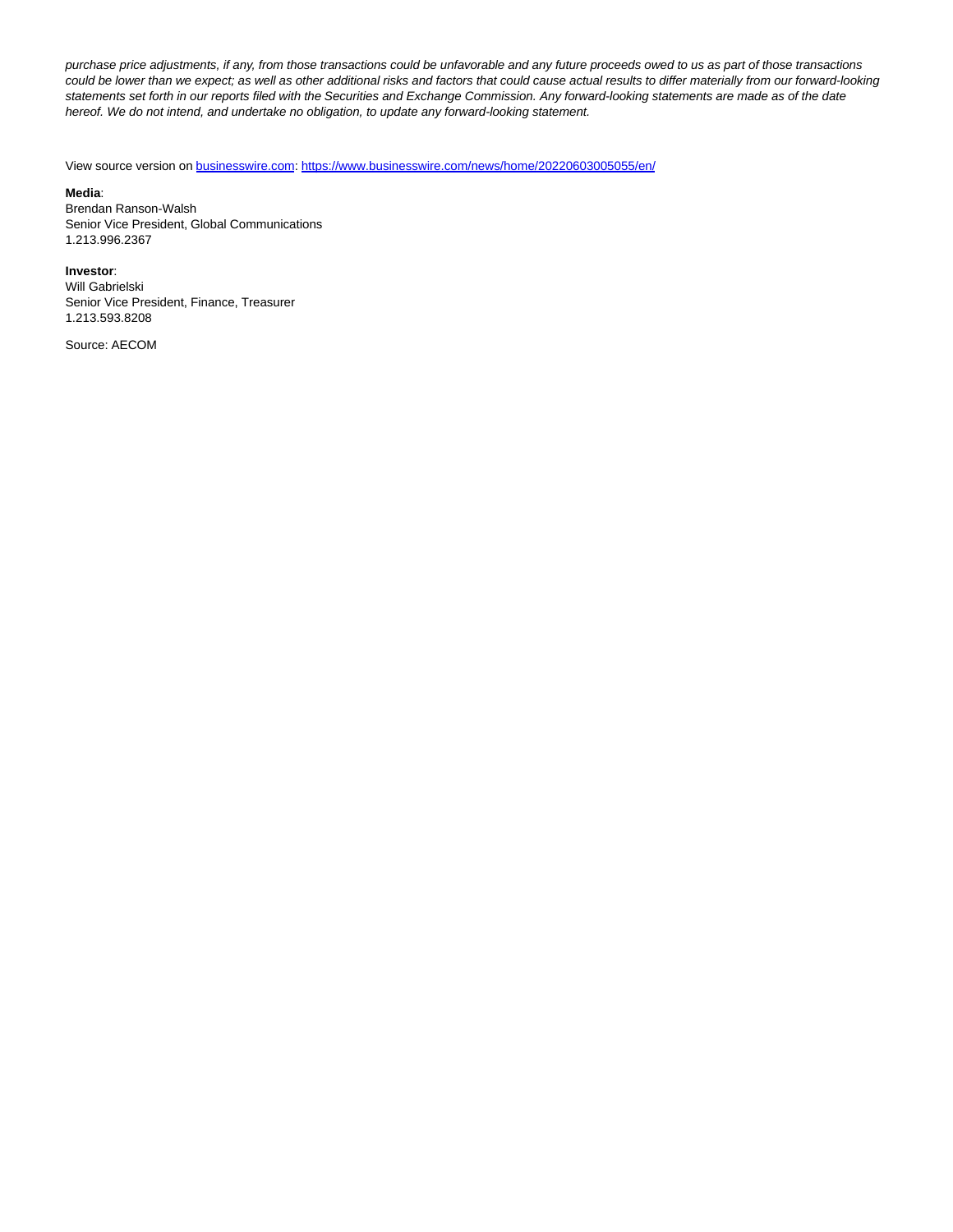*purchase price adjustments, if any, from those transactions could be unfavorable and any future proceeds owed to us as part of those transactions could be lower than we expect; as well as other additional risks and factors that could cause actual results to differ materially from our forward-looking statements set forth in our reports filed with the Securities and Exchange Commission. Any forward-looking statements are made as of the date hereof. We do not intend, and undertake no obligation, to update any forward-looking statement.*

View source version on businesswire.com: https://www.businesswire.com/news/home/20220603005055/en/

**Media**:
Brendan Ranson-Walsh
Senior Vice President, Global Communications
1.213.996.2367

**Investor**:
Will Gabrielski
Senior Vice President, Finance, Treasurer
1.213.593.8208

Source: AECOM